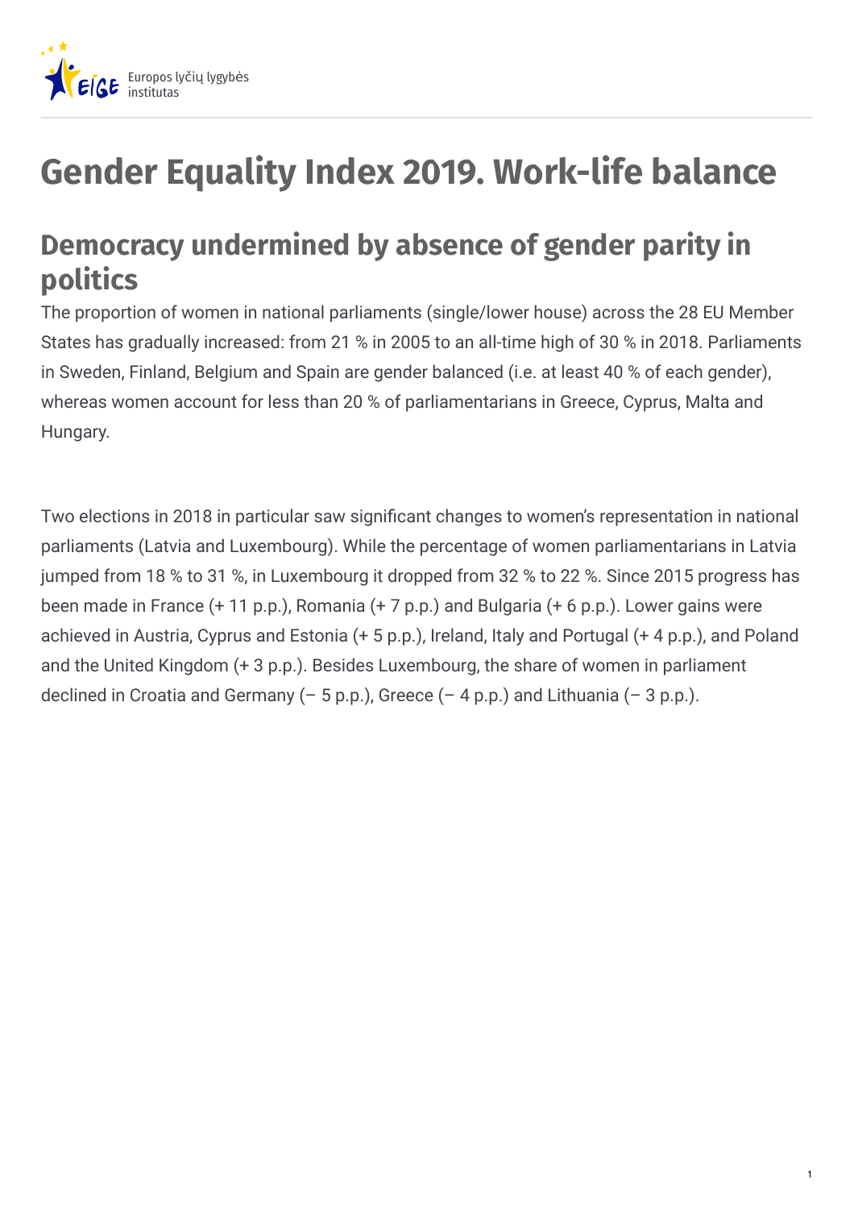# Gender Equality Index 2019. Work-life balance

## Democracy undermined by absence of gender parity in politics

The proportion of women in national parliaments (single/lower house) across the 28 EU Member States has gradually increased: from 21 % in 2005 to an all-time high of 30 % in 2018. Parliaments in Sweden, Finland, Belgium and Spain are gender balanced (i.e. at least 40 % of each gender), whereas women account for less than 20 % of parliamentarians in Greece, Cyprus, Malta and Hungary.

Two elections in 2018 in particular saw significant changes to women's representation in national parliaments (Latvia and Luxembourg). While the percentage of women parliamentarians in Latvia jumped from 18 % to 31 %, in Luxembourg it dropped from 32 % to 22 %. Since 2015 progress has been made in France (+ 11 p.p.), Romania (+ 7 p.p.) and Bulgaria (+ 6 p.p.). Lower gains were achieved in Austria, Cyprus and Estonia (+ 5 p.p.), Ireland, Italy and Portugal (+ 4 p.p.), and Poland and the United Kingdom (+ 3 p.p.). Besides Luxembourg, the share of women in parliament declined in Croatia and Germany (– 5 p.p.), Greece (– 4 p.p.) and Lithuania (– 3 p.p.).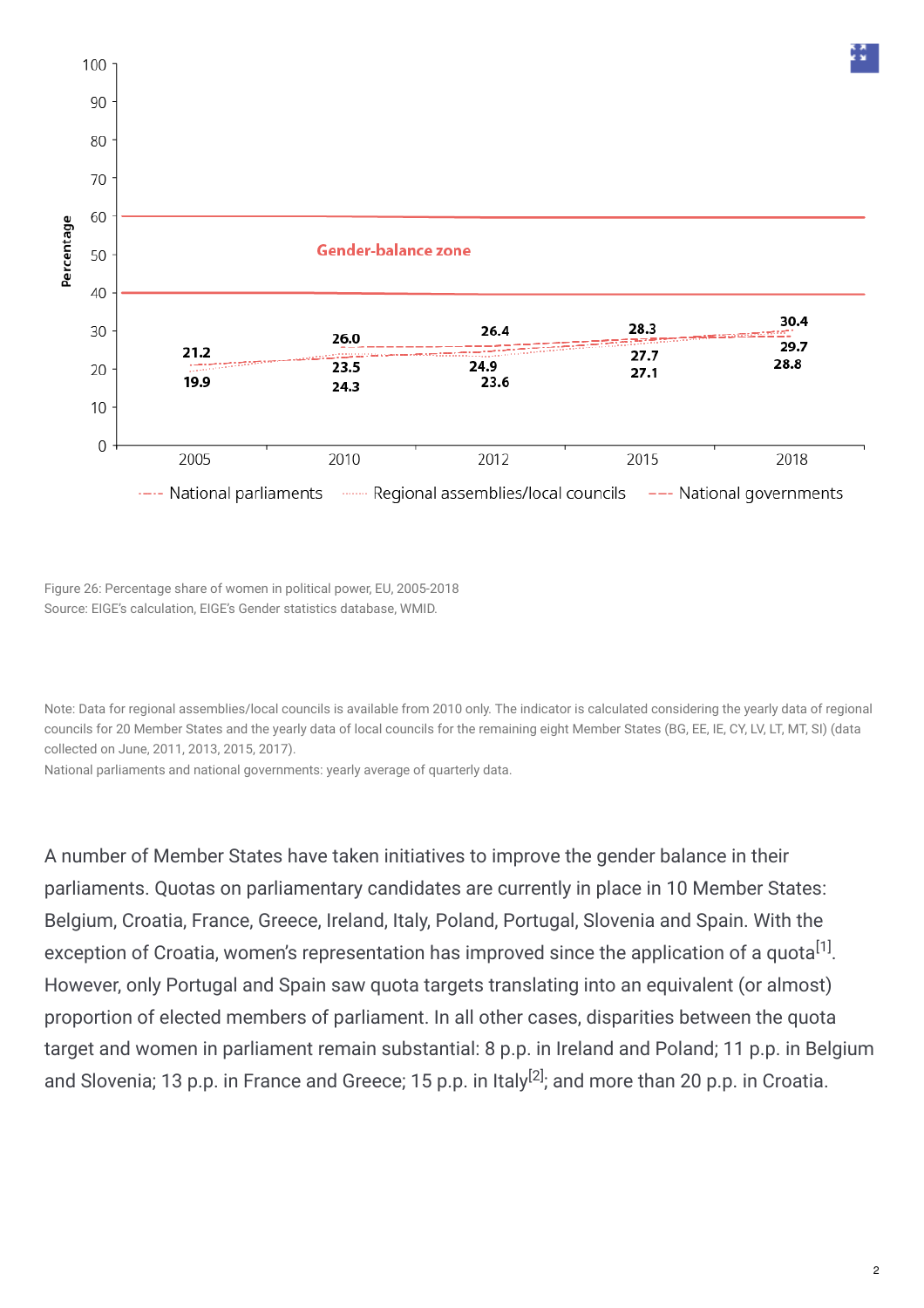Figure 26: Percentage share of women in political power, EU, 2005-2018
Source: EIGE's calculation, EIGE's Gender statistics database, WMID.

Note: Data for regional assemblies/local councils is available from 2010 only. The indicator is calculated considering the yearly data of regional councils for 20 Member States and the yearly data of local councils for the remaining eight Member States (BG, EE, IE, CY, LV, LT, MT, SI) (data collected on June, 2011, 2013, 2015, 2017).
National parliaments and national governments: yearly average of quarterly data.

A number of Member States have taken initiatives to improve the gender balance in their parliaments. Quotas on parliamentary candidates are currently in place in 10 Member States: Belgium, Croatia, France, Greece, Ireland, Italy, Poland, Portugal, Slovenia and Spain. With the exception of Croatia, women's representation has improved since the application of a quota[1]. However, only Portugal and Spain saw quota targets translating into an equivalent (or almost) proportion of elected members of parliament. In all other cases, disparities between the quota target and women in parliament remain substantial: 8 p.p. in Ireland and Poland; 11 p.p. in Belgium and Slovenia; 13 p.p. in France and Greece; 15 p.p. in Italy[2]; and more than 20 p.p. in Croatia.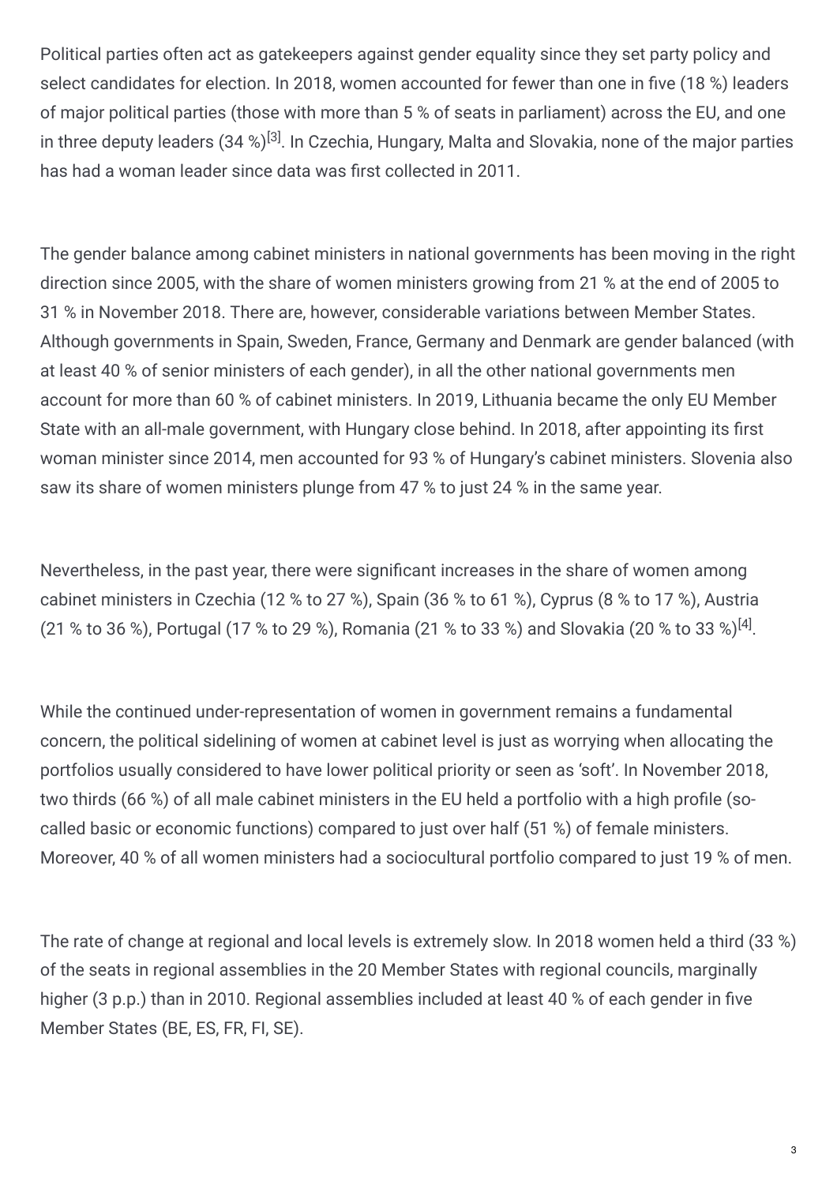Political parties often act as gatekeepers against gender equality since they set party policy and select candidates for election. In 2018, women accounted for fewer than one in five (18 %) leaders of major political parties (those with more than 5 % of seats in parliament) across the EU, and one in three deputy leaders (34 %)[3]. In Czechia, Hungary, Malta and Slovakia, none of the major parties has had a woman leader since data was first collected in 2011.

The gender balance among cabinet ministers in national governments has been moving in the right direction since 2005, with the share of women ministers growing from 21 % at the end of 2005 to 31 % in November 2018. There are, however, considerable variations between Member States. Although governments in Spain, Sweden, France, Germany and Denmark are gender balanced (with at least 40 % of senior ministers of each gender), in all the other national governments men account for more than 60 % of cabinet ministers. In 2019, Lithuania became the only EU Member State with an all-male government, with Hungary close behind. In 2018, after appointing its first woman minister since 2014, men accounted for 93 % of Hungary's cabinet ministers. Slovenia also saw its share of women ministers plunge from 47 % to just 24 % in the same year.

Nevertheless, in the past year, there were significant increases in the share of women among cabinet ministers in Czechia (12 % to 27 %), Spain (36 % to 61 %), Cyprus (8 % to 17 %), Austria (21 % to 36 %), Portugal (17 % to 29 %), Romania (21 % to 33 %) and Slovakia (20 % to 33 %)[4].

While the continued under-representation of women in government remains a fundamental concern, the political sidelining of women at cabinet level is just as worrying when allocating the portfolios usually considered to have lower political priority or seen as 'soft'. In November 2018, two thirds (66 %) of all male cabinet ministers in the EU held a portfolio with a high profile (so-called basic or economic functions) compared to just over half (51 %) of female ministers. Moreover, 40 % of all women ministers had a sociocultural portfolio compared to just 19 % of men.

The rate of change at regional and local levels is extremely slow. In 2018 women held a third (33 %) of the seats in regional assemblies in the 20 Member States with regional councils, marginally higher (3 p.p.) than in 2010. Regional assemblies included at least 40 % of each gender in five Member States (BE, ES, FR, FI, SE).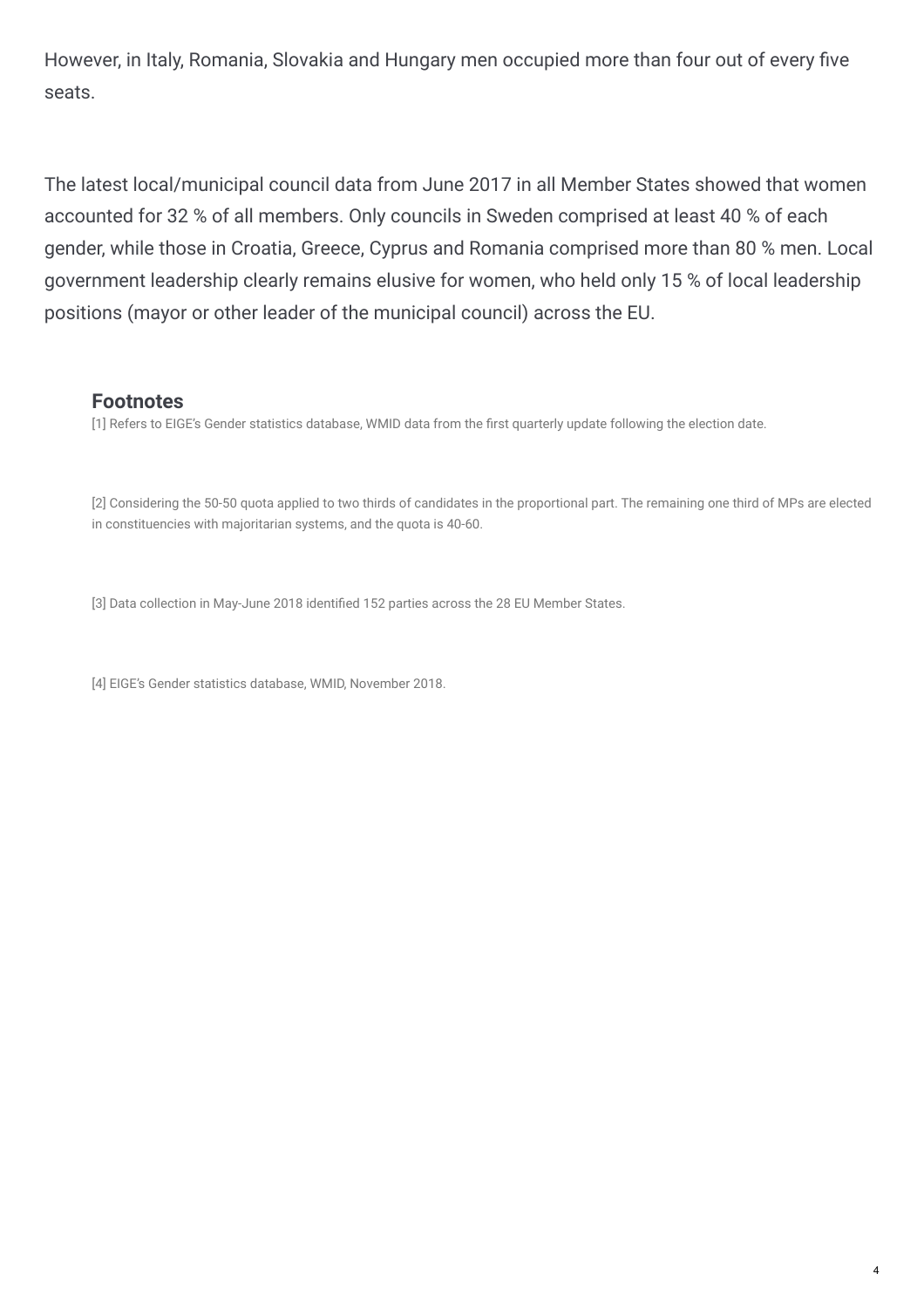However, in Italy, Romania, Slovakia and Hungary men occupied more than four out of every five seats.

The latest local/municipal council data from June 2017 in all Member States showed that women accounted for 32 % of all members. Only councils in Sweden comprised at least 40 % of each gender, while those in Croatia, Greece, Cyprus and Romania comprised more than 80 % men. Local government leadership clearly remains elusive for women, who held only 15 % of local leadership positions (mayor or other leader of the municipal council) across the EU.

### Footnotes

[1] Refers to EIGE's Gender statistics database, WMID data from the first quarterly update following the election date.

[2] Considering the 50-50 quota applied to two thirds of candidates in the proportional part. The remaining one third of MPs are elected in constituencies with majoritarian systems, and the quota is 40-60.

[3] Data collection in May-June 2018 identified 152 parties across the 28 EU Member States.

[4] EIGE's Gender statistics database, WMID, November 2018.